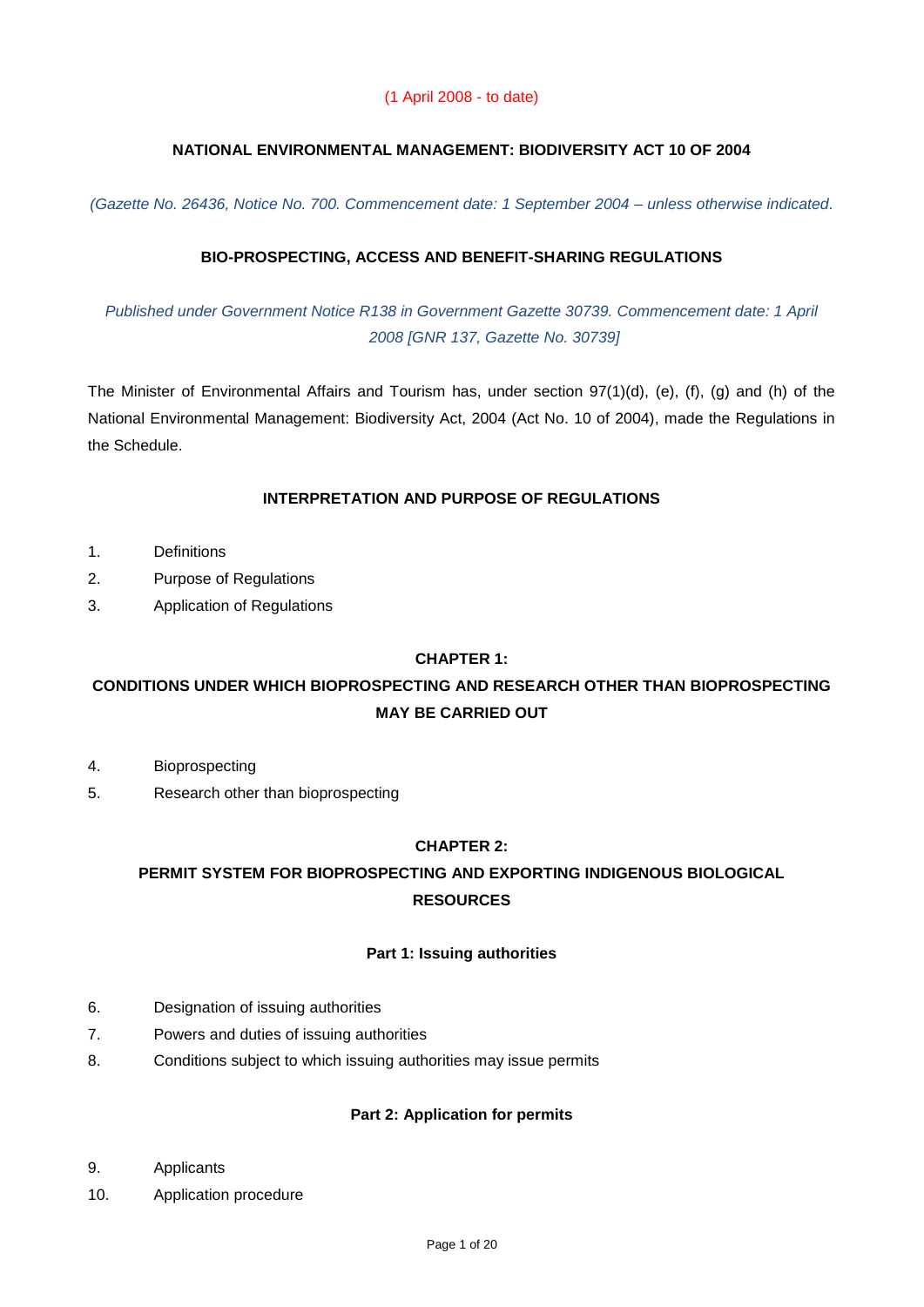(1 April 2008 - to date)

# NATIONAL ENVIRONMENTAL MANAGEMENT: BIODIVERSITY ACT 10 OF 2004

*(Gazette No. 26436, Notice No. 700. Commencement date: 1 September 2004 – unless otherwise indicated.*

## BIO-PROSPECTING, ACCESS AND BENEFIT-SHARING REGULATIONS

*Published under Government Notice R138 in Government Gazette 30739. Commencement date: 1 April 2008 [GNR 137, Gazette No. 30739]*

The Minister of Environmental Affairs and Tourism has, under section 97(1)(d), (e), (f), (g) and (h) of the National Environmental Management: Biodiversity Act, 2004 (Act No. 10 of 2004), made the Regulations in the Schedule.

### INTERPRETATION AND PURPOSE OF REGULATIONS

1. Definitions
2. Purpose of Regulations
3. Application of Regulations

### CHAPTER 1:
### CONDITIONS UNDER WHICH BIOPROSPECTING AND RESEARCH OTHER THAN BIOPROSPECTING MAY BE CARRIED OUT

4. Bioprospecting
5. Research other than bioprospecting

### CHAPTER 2:
### PERMIT SYSTEM FOR BIOPROSPECTING AND EXPORTING INDIGENOUS BIOLOGICAL RESOURCES

#### Part 1: Issuing authorities

6. Designation of issuing authorities
7. Powers and duties of issuing authorities
8. Conditions subject to which issuing authorities may issue permits

#### Part 2: Application for permits

9. Applicants
10. Application procedure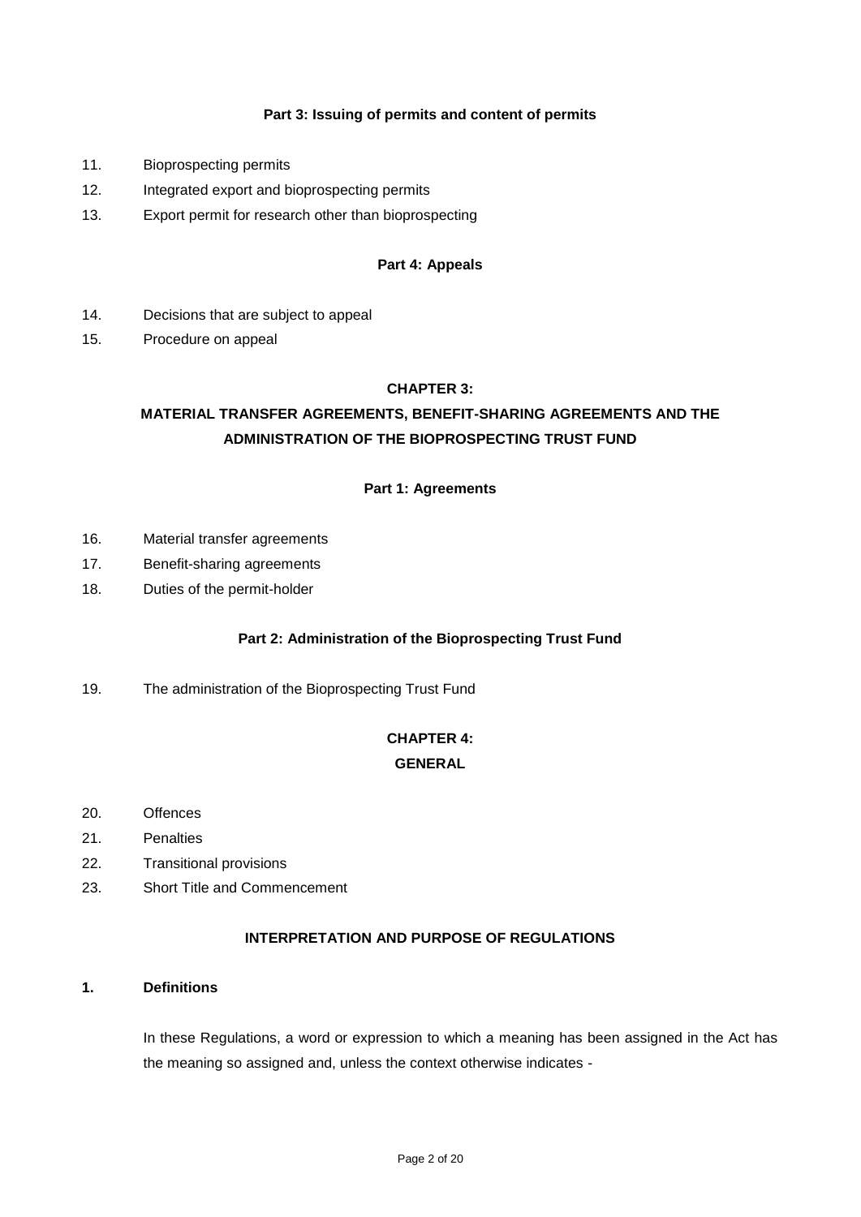### Part 3: Issuing of permits and content of permits

11. Bioprospecting permits
12. Integrated export and bioprospecting permits
13. Export permit for research other than bioprospecting

### Part 4: Appeals

14. Decisions that are subject to appeal
15. Procedure on appeal

## CHAPTER 3:

## MATERIAL TRANSFER AGREEMENTS, BENEFIT-SHARING AGREEMENTS AND THE ADMINISTRATION OF THE BIOPROSPECTING TRUST FUND

### Part 1: Agreements

16. Material transfer agreements
17. Benefit-sharing agreements
18. Duties of the permit-holder

### Part 2: Administration of the Bioprospecting Trust Fund

19. The administration of the Bioprospecting Trust Fund

## CHAPTER 4:

## GENERAL

20. Offences
21. Penalties
22. Transitional provisions
23. Short Title and Commencement

## INTERPRETATION AND PURPOSE OF REGULATIONS

**1. Definitions**

In these Regulations, a word or expression to which a meaning has been assigned in the Act has the meaning so assigned and, unless the context otherwise indicates -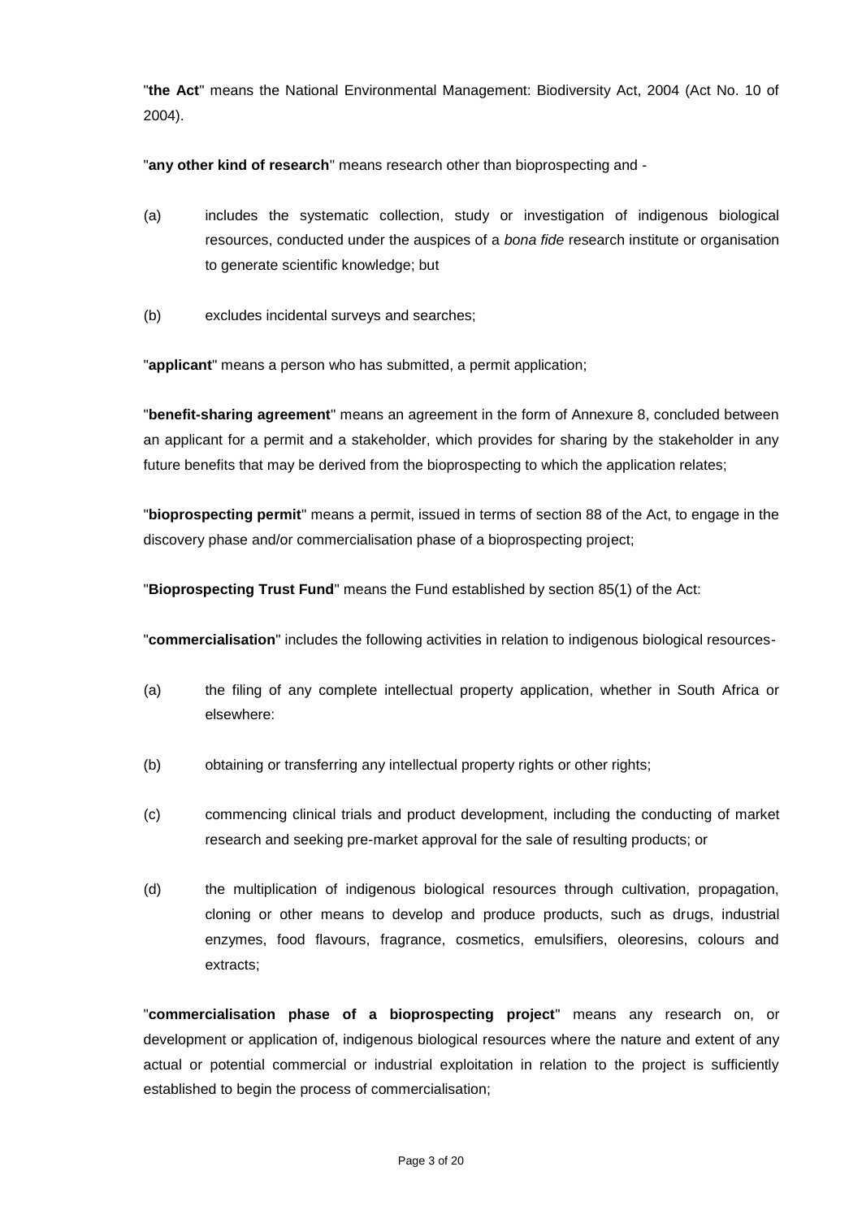"**the Act**" means the National Environmental Management: Biodiversity Act, 2004 (Act No. 10 of 2004).

"**any other kind of research**" means research other than bioprospecting and -

(a) includes the systematic collection, study or investigation of indigenous biological resources, conducted under the auspices of a *bona fide* research institute or organisation to generate scientific knowledge; but

(b) excludes incidental surveys and searches;

"**applicant**" means a person who has submitted, a permit application;

"**benefit-sharing agreement**" means an agreement in the form of Annexure 8, concluded between an applicant for a permit and a stakeholder, which provides for sharing by the stakeholder in any future benefits that may be derived from the bioprospecting to which the application relates;

"**bioprospecting permit**" means a permit, issued in terms of section 88 of the Act, to engage in the discovery phase and/or commercialisation phase of a bioprospecting project;

"**Bioprospecting Trust Fund**" means the Fund established by section 85(1) of the Act:

"**commercialisation**" includes the following activities in relation to indigenous biological resources-

(a) the filing of any complete intellectual property application, whether in South Africa or elsewhere:

(b) obtaining or transferring any intellectual property rights or other rights;

(c) commencing clinical trials and product development, including the conducting of market research and seeking pre-market approval for the sale of resulting products; or

(d) the multiplication of indigenous biological resources through cultivation, propagation, cloning or other means to develop and produce products, such as drugs, industrial enzymes, food flavours, fragrance, cosmetics, emulsifiers, oleoresins, colours and extracts;

"**commercialisation phase of a bioprospecting project**" means any research on, or development or application of, indigenous biological resources where the nature and extent of any actual or potential commercial or industrial exploitation in relation to the project is sufficiently established to begin the process of commercialisation;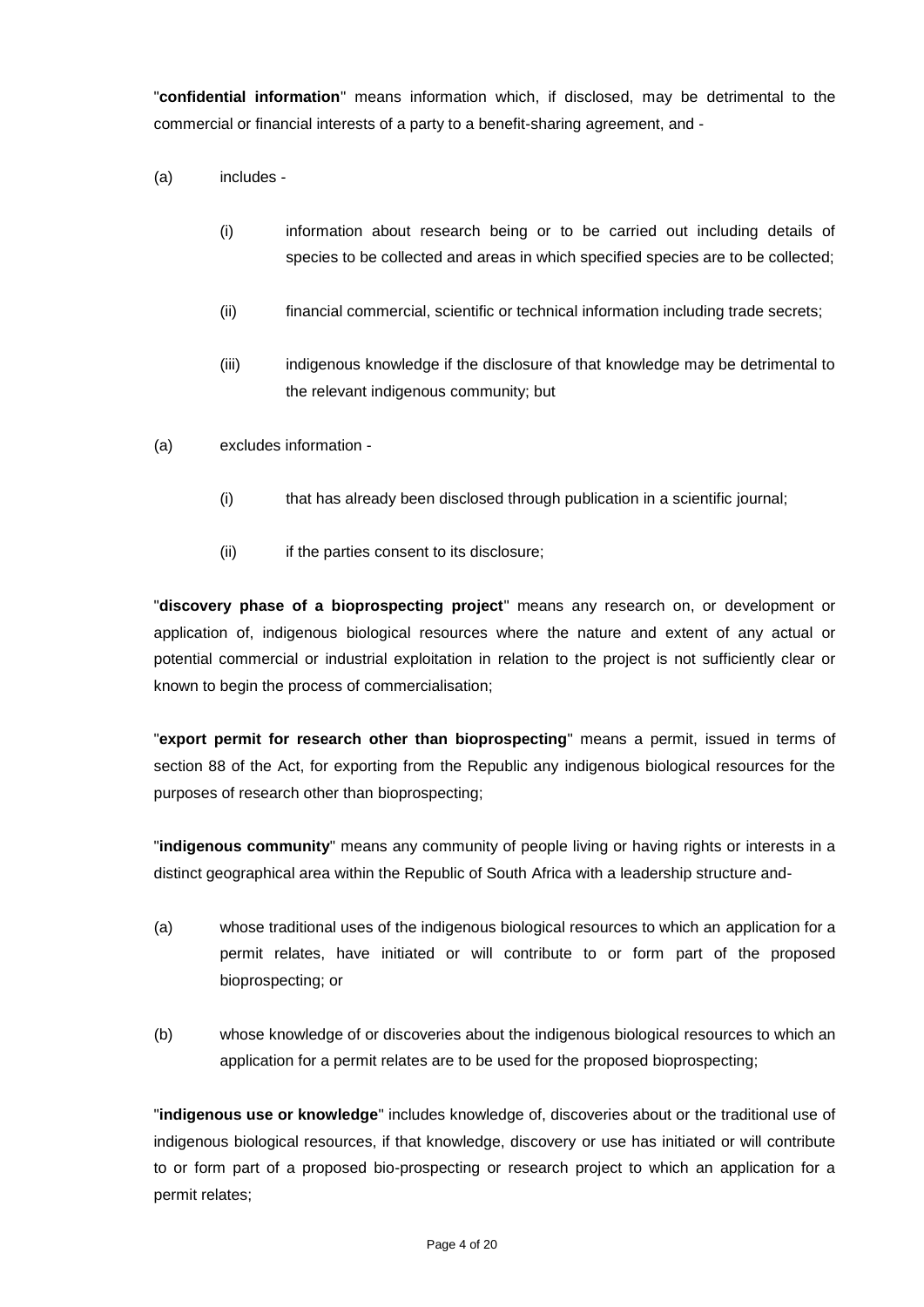"**confidential information**" means information which, if disclosed, may be detrimental to the commercial or financial interests of a party to a benefit-sharing agreement, and -

(a) includes -

(i) information about research being or to be carried out including details of species to be collected and areas in which specified species are to be collected;

(ii) financial commercial, scientific or technical information including trade secrets;

(iii) indigenous knowledge if the disclosure of that knowledge may be detrimental to the relevant indigenous community; but

(a) excludes information -

(i) that has already been disclosed through publication in a scientific journal;

(ii) if the parties consent to its disclosure;

"**discovery phase of a bioprospecting project**" means any research on, or development or application of, indigenous biological resources where the nature and extent of any actual or potential commercial or industrial exploitation in relation to the project is not sufficiently clear or known to begin the process of commercialisation;

"**export permit for research other than bioprospecting**" means a permit, issued in terms of section 88 of the Act, for exporting from the Republic any indigenous biological resources for the purposes of research other than bioprospecting;

"**indigenous community**" means any community of people living or having rights or interests in a distinct geographical area within the Republic of South Africa with a leadership structure and-

(a) whose traditional uses of the indigenous biological resources to which an application for a permit relates, have initiated or will contribute to or form part of the proposed bioprospecting; or

(b) whose knowledge of or discoveries about the indigenous biological resources to which an application for a permit relates are to be used for the proposed bioprospecting;

"**indigenous use or knowledge**" includes knowledge of, discoveries about or the traditional use of indigenous biological resources, if that knowledge, discovery or use has initiated or will contribute to or form part of a proposed bio-prospecting or research project to which an application for a permit relates;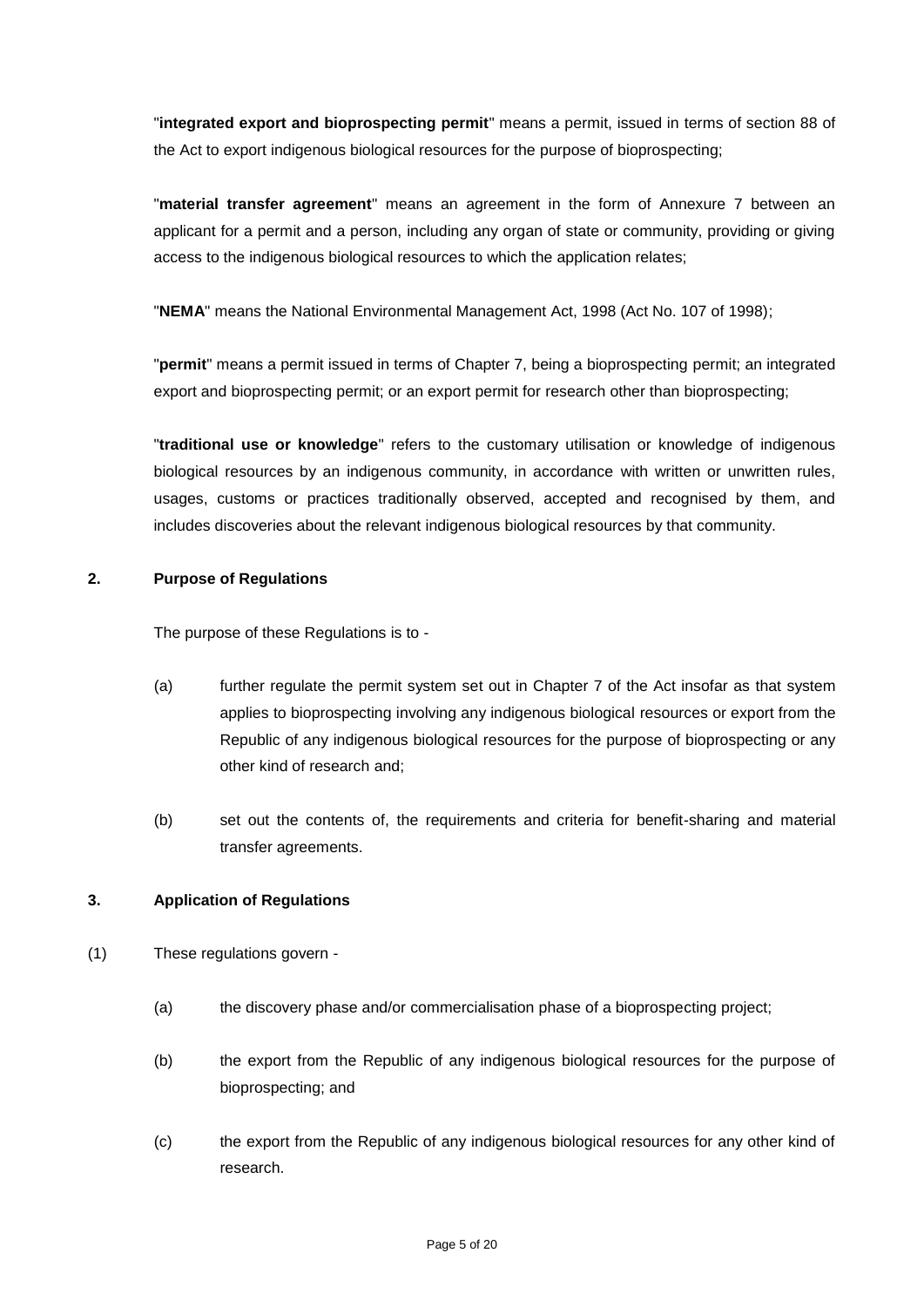"**integrated export and bioprospecting permit**" means a permit, issued in terms of section 88 of the Act to export indigenous biological resources for the purpose of bioprospecting;

"**material transfer agreement**" means an agreement in the form of Annexure 7 between an applicant for a permit and a person, including any organ of state or community, providing or giving access to the indigenous biological resources to which the application relates;

"**NEMA**" means the National Environmental Management Act, 1998 (Act No. 107 of 1998);

"**permit**" means a permit issued in terms of Chapter 7, being a bioprospecting permit; an integrated export and bioprospecting permit; or an export permit for research other than bioprospecting;

"**traditional use or knowledge**" refers to the customary utilisation or knowledge of indigenous biological resources by an indigenous community, in accordance with written or unwritten rules, usages, customs or practices traditionally observed, accepted and recognised by them, and includes discoveries about the relevant indigenous biological resources by that community.

**2. Purpose of Regulations**

The purpose of these Regulations is to -

(a) further regulate the permit system set out in Chapter 7 of the Act insofar as that system applies to bioprospecting involving any indigenous biological resources or export from the Republic of any indigenous biological resources for the purpose of bioprospecting or any other kind of research and;

(b) set out the contents of, the requirements and criteria for benefit-sharing and material transfer agreements.

**3. Application of Regulations**

(1) These regulations govern -

(a) the discovery phase and/or commercialisation phase of a bioprospecting project;

(b) the export from the Republic of any indigenous biological resources for the purpose of bioprospecting; and

(c) the export from the Republic of any indigenous biological resources for any other kind of research.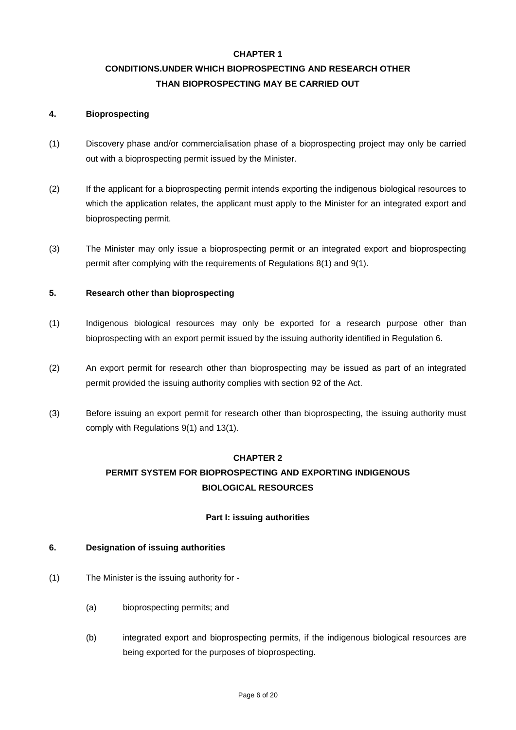## CHAPTER 1

## CONDITIONS.UNDER WHICH BIOPROSPECTING AND RESEARCH OTHER THAN BIOPROSPECTING MAY BE CARRIED OUT

### 4. Bioprospecting

(1) Discovery phase and/or commercialisation phase of a bioprospecting project may only be carried out with a bioprospecting permit issued by the Minister.

(2) If the applicant for a bioprospecting permit intends exporting the indigenous biological resources to which the application relates, the applicant must apply to the Minister for an integrated export and bioprospecting permit.

(3) The Minister may only issue a bioprospecting permit or an integrated export and bioprospecting permit after complying with the requirements of Regulations 8(1) and 9(1).

### 5. Research other than bioprospecting

(1) Indigenous biological resources may only be exported for a research purpose other than bioprospecting with an export permit issued by the issuing authority identified in Regulation 6.

(2) An export permit for research other than bioprospecting may be issued as part of an integrated permit provided the issuing authority complies with section 92 of the Act.

(3) Before issuing an export permit for research other than bioprospecting, the issuing authority must comply with Regulations 9(1) and 13(1).

## CHAPTER 2

## PERMIT SYSTEM FOR BIOPROSPECTING AND EXPORTING INDIGENOUS BIOLOGICAL RESOURCES

### Part I: issuing authorities

### 6. Designation of issuing authorities

(1) The Minister is the issuing authority for -

(a) bioprospecting permits; and

(b) integrated export and bioprospecting permits, if the indigenous biological resources are being exported for the purposes of bioprospecting.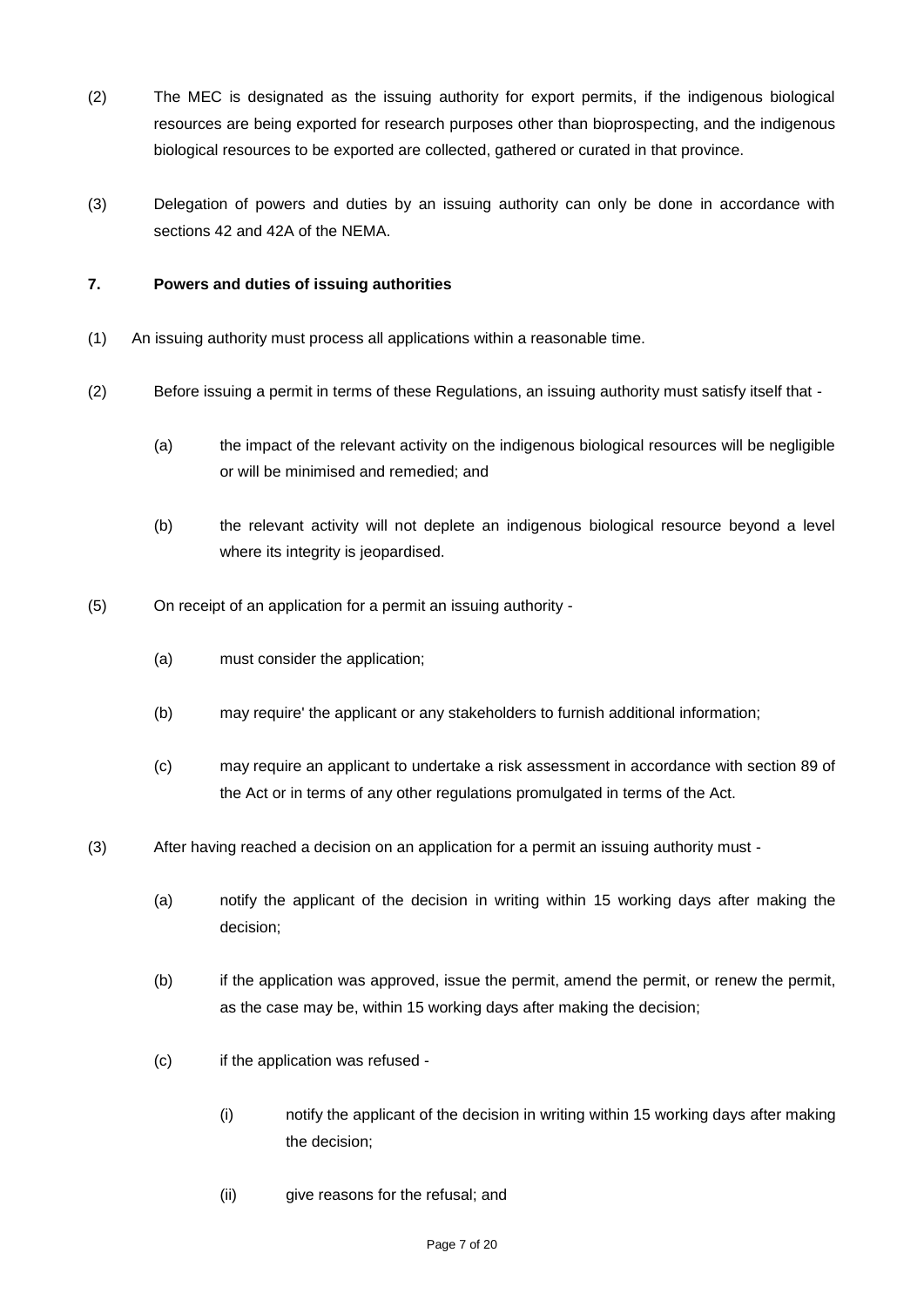(2) The MEC is designated as the issuing authority for export permits, if the indigenous biological resources are being exported for research purposes other than bioprospecting, and the indigenous biological resources to be exported are collected, gathered or curated in that province.

(3) Delegation of powers and duties by an issuing authority can only be done in accordance with sections 42 and 42A of the NEMA.

**7. Powers and duties of issuing authorities**

(1) An issuing authority must process all applications within a reasonable time.

(2) Before issuing a permit in terms of these Regulations, an issuing authority must satisfy itself that -

(a) the impact of the relevant activity on the indigenous biological resources will be negligible or will be minimised and remedied; and

(b) the relevant activity will not deplete an indigenous biological resource beyond a level where its integrity is jeopardised.

(5) On receipt of an application for a permit an issuing authority -

(a) must consider the application;

(b) may require' the applicant or any stakeholders to furnish additional information;

(c) may require an applicant to undertake a risk assessment in accordance with section 89 of the Act or in terms of any other regulations promulgated in terms of the Act.

(3) After having reached a decision on an application for a permit an issuing authority must -

(a) notify the applicant of the decision in writing within 15 working days after making the decision;

(b) if the application was approved, issue the permit, amend the permit, or renew the permit, as the case may be, within 15 working days after making the decision;

(c) if the application was refused -

(i) notify the applicant of the decision in writing within 15 working days after making the decision;

(ii) give reasons for the refusal; and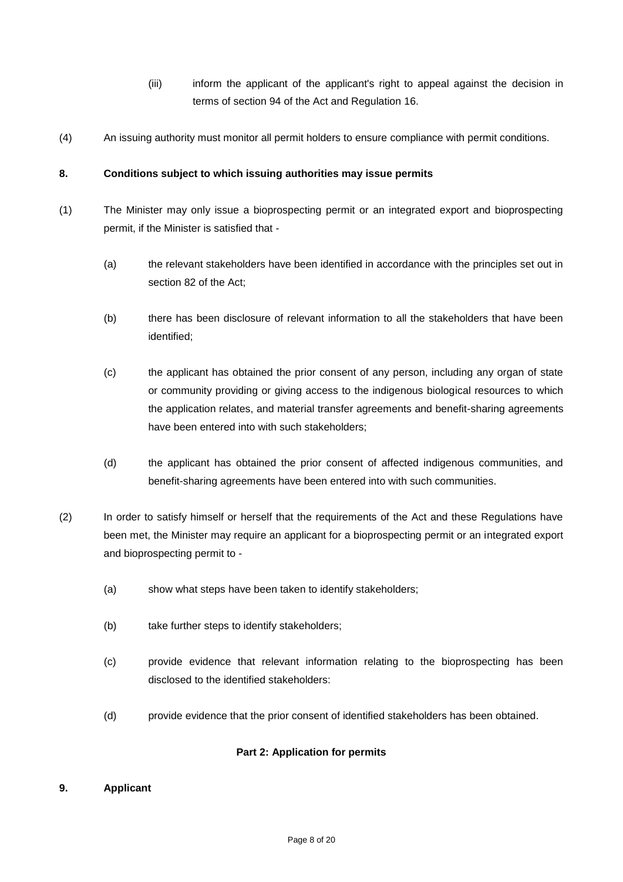(iii) inform the applicant of the applicant's right to appeal against the decision in terms of section 94 of the Act and Regulation 16.

(4) An issuing authority must monitor all permit holders to ensure compliance with permit conditions.

**8. Conditions subject to which issuing authorities may issue permits**

(1) The Minister may only issue a bioprospecting permit or an integrated export and bioprospecting permit, if the Minister is satisfied that -

(a) the relevant stakeholders have been identified in accordance with the principles set out in section 82 of the Act;

(b) there has been disclosure of relevant information to all the stakeholders that have been identified;

(c) the applicant has obtained the prior consent of any person, including any organ of state or community providing or giving access to the indigenous biological resources to which the application relates, and material transfer agreements and benefit-sharing agreements have been entered into with such stakeholders;

(d) the applicant has obtained the prior consent of affected indigenous communities, and benefit-sharing agreements have been entered into with such communities.

(2) In order to satisfy himself or herself that the requirements of the Act and these Regulations have been met, the Minister may require an applicant for a bioprospecting permit or an integrated export and bioprospecting permit to -

(a) show what steps have been taken to identify stakeholders;

(b) take further steps to identify stakeholders;

(c) provide evidence that relevant information relating to the bioprospecting has been disclosed to the identified stakeholders:

(d) provide evidence that the prior consent of identified stakeholders has been obtained.

**Part 2: Application for permits**

**9. Applicant**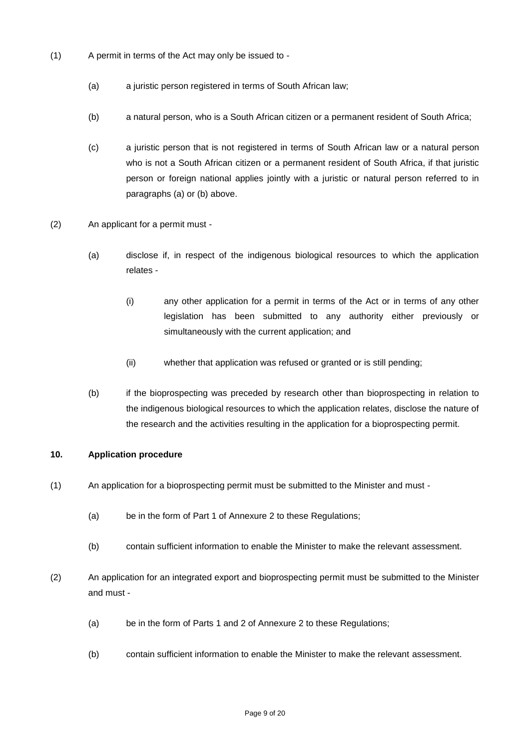(1) A permit in terms of the Act may only be issued to -

(a) a juristic person registered in terms of South African law;

(b) a natural person, who is a South African citizen or a permanent resident of South Africa;

(c) a juristic person that is not registered in terms of South African law or a natural person who is not a South African citizen or a permanent resident of South Africa, if that juristic person or foreign national applies jointly with a juristic or natural person referred to in paragraphs (a) or (b) above.

(2) An applicant for a permit must -

(a) disclose if, in respect of the indigenous biological resources to which the application relates -

(i) any other application for a permit in terms of the Act or in terms of any other legislation has been submitted to any authority either previously or simultaneously with the current application; and

(ii) whether that application was refused or granted or is still pending;

(b) if the bioprospecting was preceded by research other than bioprospecting in relation to the indigenous biological resources to which the application relates, disclose the nature of the research and the activities resulting in the application for a bioprospecting permit.

**10. Application procedure**

(1) An application for a bioprospecting permit must be submitted to the Minister and must -

(a) be in the form of Part 1 of Annexure 2 to these Regulations;

(b) contain sufficient information to enable the Minister to make the relevant assessment.

(2) An application for an integrated export and bioprospecting permit must be submitted to the Minister and must -

(a) be in the form of Parts 1 and 2 of Annexure 2 to these Regulations;

(b) contain sufficient information to enable the Minister to make the relevant assessment.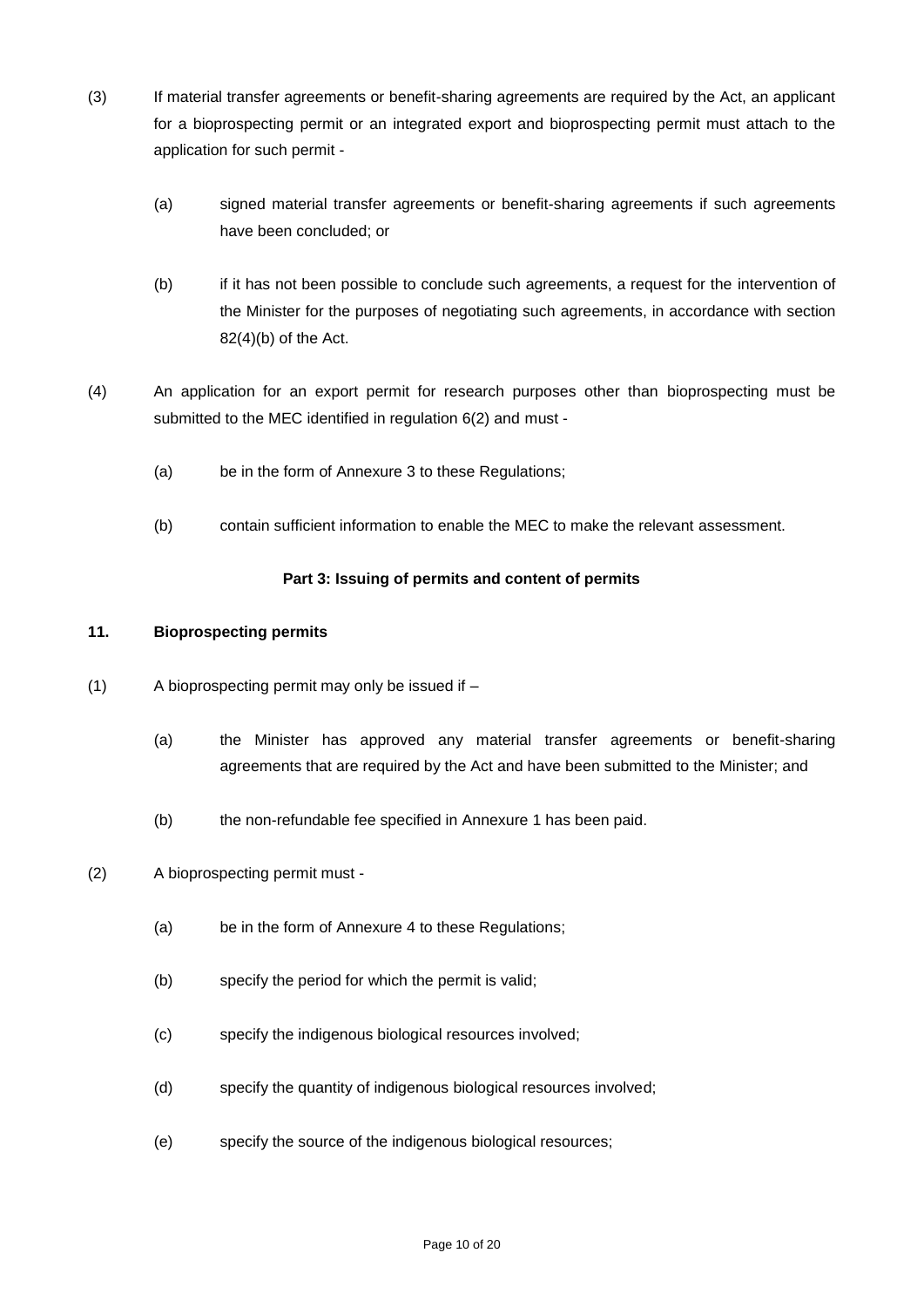(3) If material transfer agreements or benefit-sharing agreements are required by the Act, an applicant for a bioprospecting permit or an integrated export and bioprospecting permit must attach to the application for such permit -

(a) signed material transfer agreements or benefit-sharing agreements if such agreements have been concluded; or

(b) if it has not been possible to conclude such agreements, a request for the intervention of the Minister for the purposes of negotiating such agreements, in accordance with section 82(4)(b) of the Act.

(4) An application for an export permit for research purposes other than bioprospecting must be submitted to the MEC identified in regulation 6(2) and must -

(a) be in the form of Annexure 3 to these Regulations;

(b) contain sufficient information to enable the MEC to make the relevant assessment.

## Part 3: Issuing of permits and content of permits

### 11. Bioprospecting permits

(1) A bioprospecting permit may only be issued if –

(a) the Minister has approved any material transfer agreements or benefit-sharing agreements that are required by the Act and have been submitted to the Minister; and

(b) the non-refundable fee specified in Annexure 1 has been paid.

(2) A bioprospecting permit must -

(a) be in the form of Annexure 4 to these Regulations;

(b) specify the period for which the permit is valid;

(c) specify the indigenous biological resources involved;

(d) specify the quantity of indigenous biological resources involved;

(e) specify the source of the indigenous biological resources;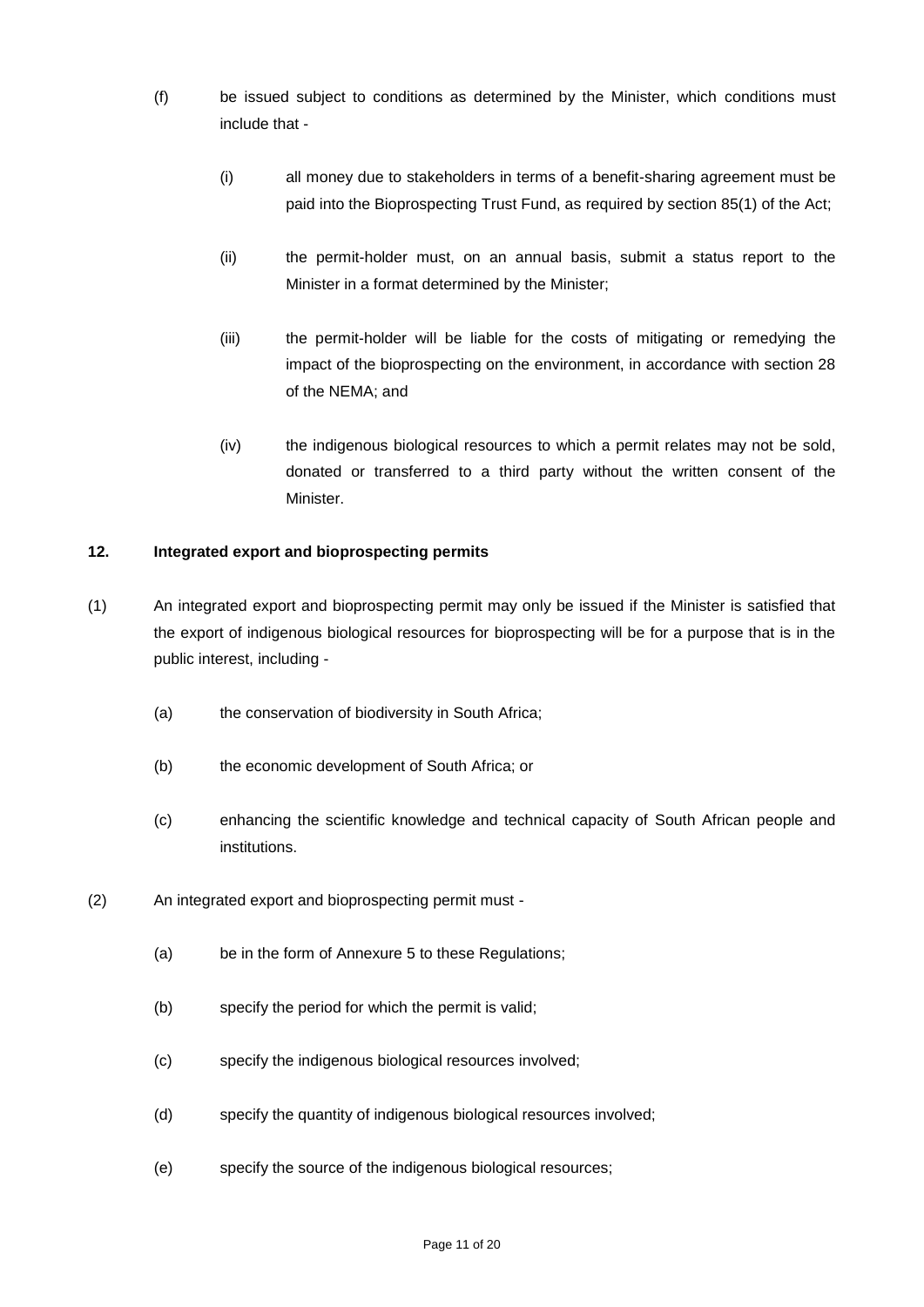(f) be issued subject to conditions as determined by the Minister, which conditions must include that -

   (i) all money due to stakeholders in terms of a benefit-sharing agreement must be paid into the Bioprospecting Trust Fund, as required by section 85(1) of the Act;

   (ii) the permit-holder must, on an annual basis, submit a status report to the Minister in a format determined by the Minister;

   (iii) the permit-holder will be liable for the costs of mitigating or remedying the impact of the bioprospecting on the environment, in accordance with section 28 of the NEMA; and

   (iv) the indigenous biological resources to which a permit relates may not be sold, donated or transferred to a third party without the written consent of the Minister.

**12. Integrated export and bioprospecting permits**

(1) An integrated export and bioprospecting permit may only be issued if the Minister is satisfied that the export of indigenous biological resources for bioprospecting will be for a purpose that is in the public interest, including -

   (a) the conservation of biodiversity in South Africa;

   (b) the economic development of South Africa; or

   (c) enhancing the scientific knowledge and technical capacity of South African people and institutions.

(2) An integrated export and bioprospecting permit must -

   (a) be in the form of Annexure 5 to these Regulations;

   (b) specify the period for which the permit is valid;

   (c) specify the indigenous biological resources involved;

   (d) specify the quantity of indigenous biological resources involved;

   (e) specify the source of the indigenous biological resources;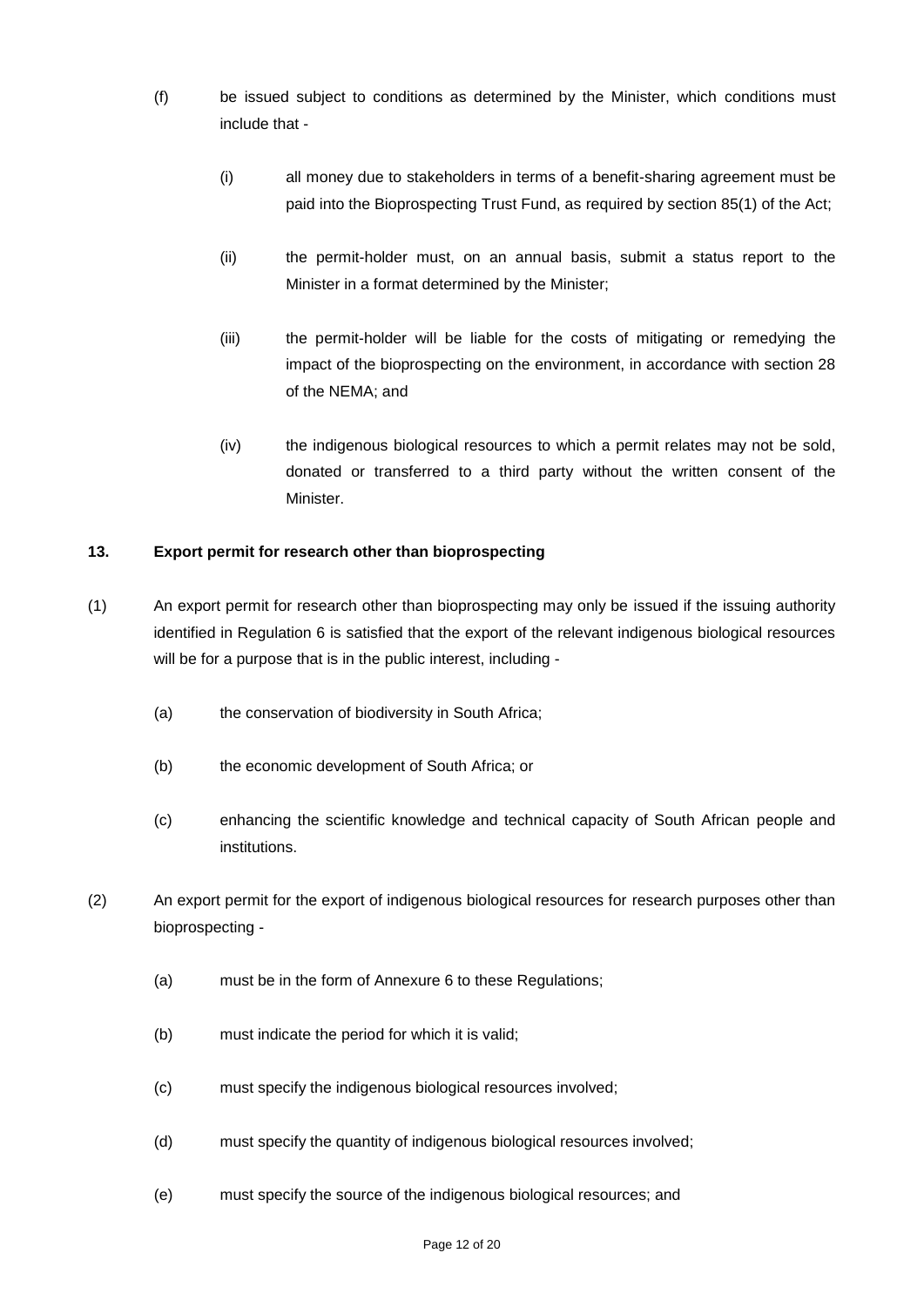(f) be issued subject to conditions as determined by the Minister, which conditions must include that -

   (i) all money due to stakeholders in terms of a benefit-sharing agreement must be paid into the Bioprospecting Trust Fund, as required by section 85(1) of the Act;

   (ii) the permit-holder must, on an annual basis, submit a status report to the Minister in a format determined by the Minister;

   (iii) the permit-holder will be liable for the costs of mitigating or remedying the impact of the bioprospecting on the environment, in accordance with section 28 of the NEMA; and

   (iv) the indigenous biological resources to which a permit relates may not be sold, donated or transferred to a third party without the written consent of the Minister.

**13. Export permit for research other than bioprospecting**

(1) An export permit for research other than bioprospecting may only be issued if the issuing authority identified in Regulation 6 is satisfied that the export of the relevant indigenous biological resources will be for a purpose that is in the public interest, including -

   (a) the conservation of biodiversity in South Africa;

   (b) the economic development of South Africa; or

   (c) enhancing the scientific knowledge and technical capacity of South African people and institutions.

(2) An export permit for the export of indigenous biological resources for research purposes other than bioprospecting -

   (a) must be in the form of Annexure 6 to these Regulations;

   (b) must indicate the period for which it is valid;

   (c) must specify the indigenous biological resources involved;

   (d) must specify the quantity of indigenous biological resources involved;

   (e) must specify the source of the indigenous biological resources; and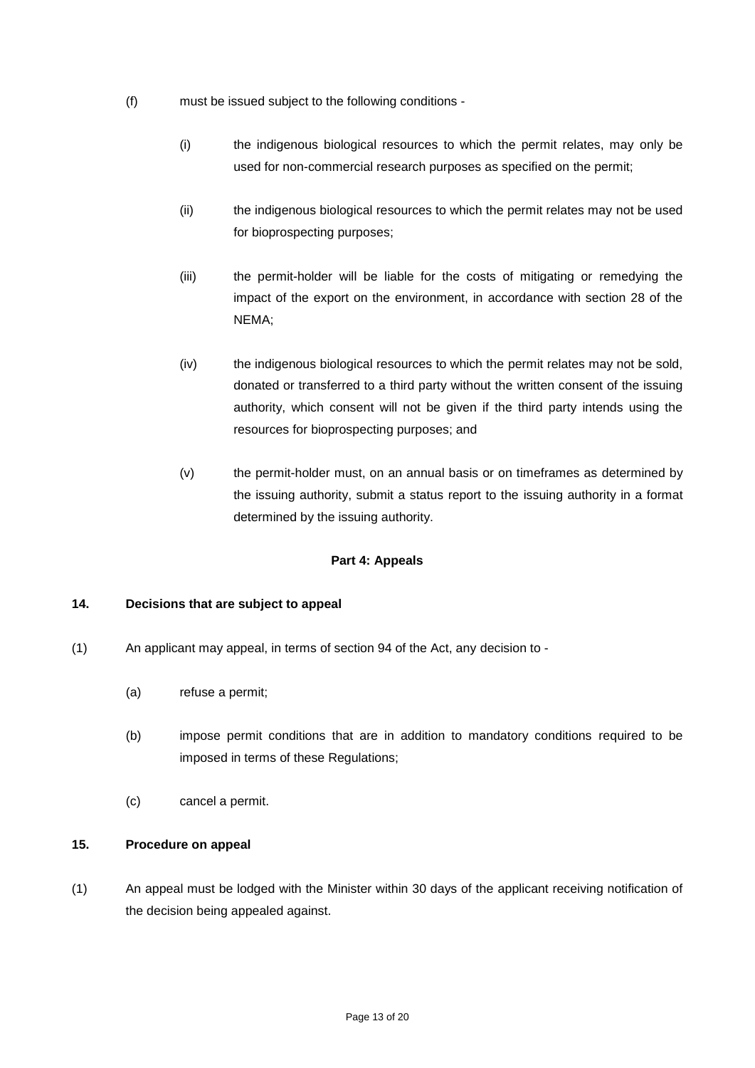(f) must be issued subject to the following conditions -

   (i) the indigenous biological resources to which the permit relates, may only be used for non-commercial research purposes as specified on the permit;

   (ii) the indigenous biological resources to which the permit relates may not be used for bioprospecting purposes;

   (iii) the permit-holder will be liable for the costs of mitigating or remedying the impact of the export on the environment, in accordance with section 28 of the NEMA;

   (iv) the indigenous biological resources to which the permit relates may not be sold, donated or transferred to a third party without the written consent of the issuing authority, which consent will not be given if the third party intends using the resources for bioprospecting purposes; and

   (v) the permit-holder must, on an annual basis or on timeframes as determined by the issuing authority, submit a status report to the issuing authority in a format determined by the issuing authority.

## Part 4: Appeals

### 14. Decisions that are subject to appeal

(1) An applicant may appeal, in terms of section 94 of the Act, any decision to -

   (a) refuse a permit;

   (b) impose permit conditions that are in addition to mandatory conditions required to be imposed in terms of these Regulations;

   (c) cancel a permit.

### 15. Procedure on appeal

(1) An appeal must be lodged with the Minister within 30 days of the applicant receiving notification of the decision being appealed against.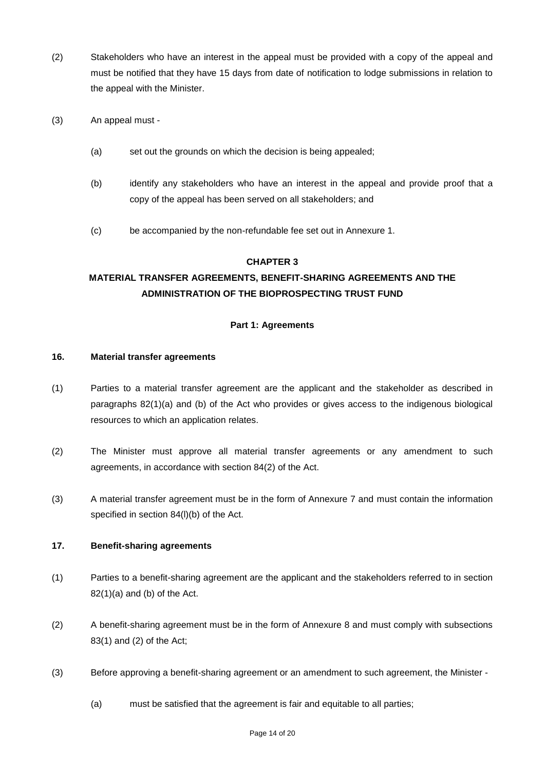(2) Stakeholders who have an interest in the appeal must be provided with a copy of the appeal and must be notified that they have 15 days from date of notification to lodge submissions in relation to the appeal with the Minister.

(3) An appeal must -

(a) set out the grounds on which the decision is being appealed;

(b) identify any stakeholders who have an interest in the appeal and provide proof that a copy of the appeal has been served on all stakeholders; and

(c) be accompanied by the non-refundable fee set out in Annexure 1.

## CHAPTER 3

## MATERIAL TRANSFER AGREEMENTS, BENEFIT-SHARING AGREEMENTS AND THE ADMINISTRATION OF THE BIOPROSPECTING TRUST FUND

### Part 1: Agreements

**16. Material transfer agreements**

(1) Parties to a material transfer agreement are the applicant and the stakeholder as described in paragraphs 82(1)(a) and (b) of the Act who provides or gives access to the indigenous biological resources to which an application relates.

(2) The Minister must approve all material transfer agreements or any amendment to such agreements, in accordance with section 84(2) of the Act.

(3) A material transfer agreement must be in the form of Annexure 7 and must contain the information specified in section 84(l)(b) of the Act.

**17. Benefit-sharing agreements**

(1) Parties to a benefit-sharing agreement are the applicant and the stakeholders referred to in section 82(1)(a) and (b) of the Act.

(2) A benefit-sharing agreement must be in the form of Annexure 8 and must comply with subsections 83(1) and (2) of the Act;

(3) Before approving a benefit-sharing agreement or an amendment to such agreement, the Minister -

(a) must be satisfied that the agreement is fair and equitable to all parties;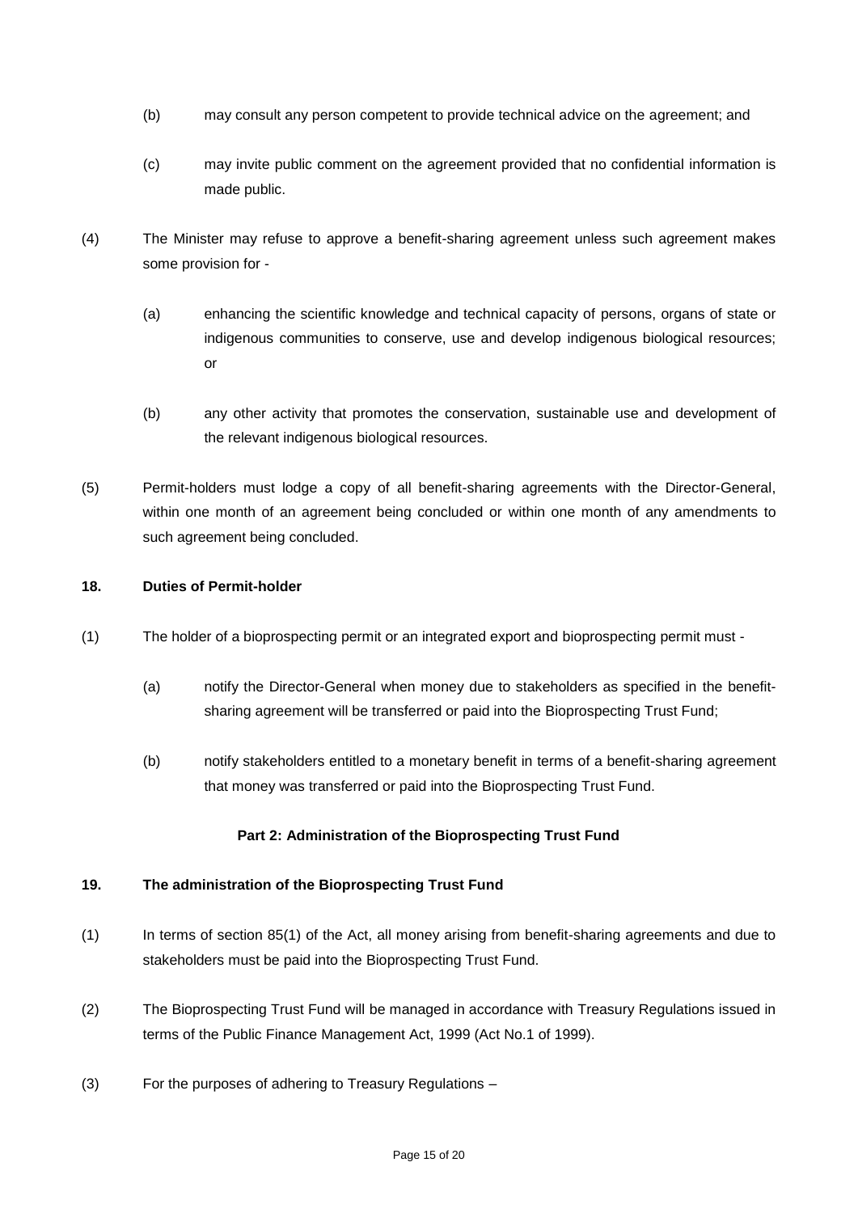(b) may consult any person competent to provide technical advice on the agreement; and

(c) may invite public comment on the agreement provided that no confidential information is made public.

(4) The Minister may refuse to approve a benefit-sharing agreement unless such agreement makes some provision for -

(a) enhancing the scientific knowledge and technical capacity of persons, organs of state or indigenous communities to conserve, use and develop indigenous biological resources; or

(b) any other activity that promotes the conservation, sustainable use and development of the relevant indigenous biological resources.

(5) Permit-holders must lodge a copy of all benefit-sharing agreements with the Director-General, within one month of an agreement being concluded or within one month of any amendments to such agreement being concluded.

**18. Duties of Permit-holder**

(1) The holder of a bioprospecting permit or an integrated export and bioprospecting permit must -

(a) notify the Director-General when money due to stakeholders as specified in the benefit-sharing agreement will be transferred or paid into the Bioprospecting Trust Fund;

(b) notify stakeholders entitled to a monetary benefit in terms of a benefit-sharing agreement that money was transferred or paid into the Bioprospecting Trust Fund.

**Part 2: Administration of the Bioprospecting Trust Fund**

**19. The administration of the Bioprospecting Trust Fund**

(1) In terms of section 85(1) of the Act, all money arising from benefit-sharing agreements and due to stakeholders must be paid into the Bioprospecting Trust Fund.

(2) The Bioprospecting Trust Fund will be managed in accordance with Treasury Regulations issued in terms of the Public Finance Management Act, 1999 (Act No.1 of 1999).

(3) For the purposes of adhering to Treasury Regulations –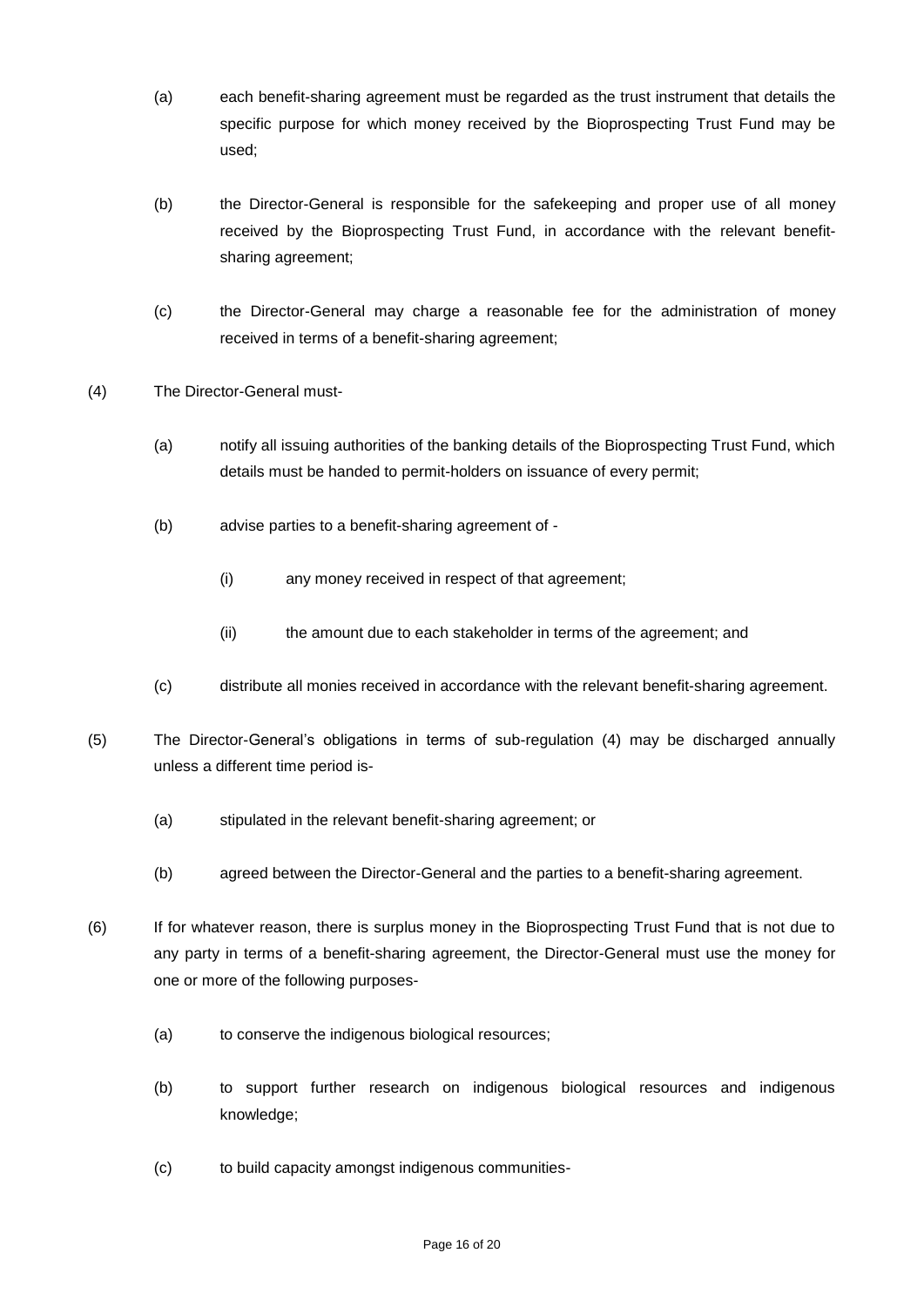(a) each benefit-sharing agreement must be regarded as the trust instrument that details the specific purpose for which money received by the Bioprospecting Trust Fund may be used;

(b) the Director-General is responsible for the safekeeping and proper use of all money received by the Bioprospecting Trust Fund, in accordance with the relevant benefit-sharing agreement;

(c) the Director-General may charge a reasonable fee for the administration of money received in terms of a benefit-sharing agreement;

(4) The Director-General must-

(a) notify all issuing authorities of the banking details of the Bioprospecting Trust Fund, which details must be handed to permit-holders on issuance of every permit;

(b) advise parties to a benefit-sharing agreement of -

(i) any money received in respect of that agreement;

(ii) the amount due to each stakeholder in terms of the agreement; and

(c) distribute all monies received in accordance with the relevant benefit-sharing agreement.

(5) The Director-General's obligations in terms of sub-regulation (4) may be discharged annually unless a different time period is-

(a) stipulated in the relevant benefit-sharing agreement; or

(b) agreed between the Director-General and the parties to a benefit-sharing agreement.

(6) If for whatever reason, there is surplus money in the Bioprospecting Trust Fund that is not due to any party in terms of a benefit-sharing agreement, the Director-General must use the money for one or more of the following purposes-

(a) to conserve the indigenous biological resources;

(b) to support further research on indigenous biological resources and indigenous knowledge;

(c) to build capacity amongst indigenous communities-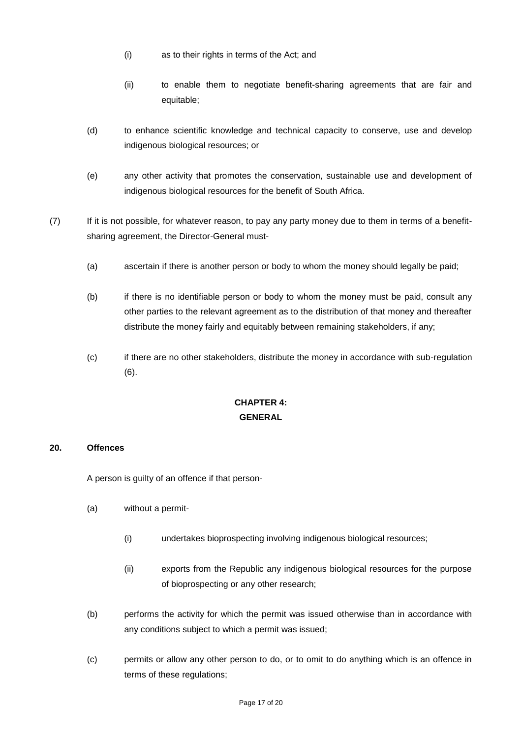(i) as to their rights in terms of the Act; and

(ii) to enable them to negotiate benefit-sharing agreements that are fair and equitable;

(d) to enhance scientific knowledge and technical capacity to conserve, use and develop indigenous biological resources; or

(e) any other activity that promotes the conservation, sustainable use and development of indigenous biological resources for the benefit of South Africa.

(7) If it is not possible, for whatever reason, to pay any party money due to them in terms of a benefit-sharing agreement, the Director-General must-

(a) ascertain if there is another person or body to whom the money should legally be paid;

(b) if there is no identifiable person or body to whom the money must be paid, consult any other parties to the relevant agreement as to the distribution of that money and thereafter distribute the money fairly and equitably between remaining stakeholders, if any;

(c) if there are no other stakeholders, distribute the money in accordance with sub-regulation (6).

## CHAPTER 4:
## GENERAL

### 20. Offences

A person is guilty of an offence if that person-

(a) without a permit-

(i) undertakes bioprospecting involving indigenous biological resources;

(ii) exports from the Republic any indigenous biological resources for the purpose of bioprospecting or any other research;

(b) performs the activity for which the permit was issued otherwise than in accordance with any conditions subject to which a permit was issued;

(c) permits or allow any other person to do, or to omit to do anything which is an offence in terms of these regulations;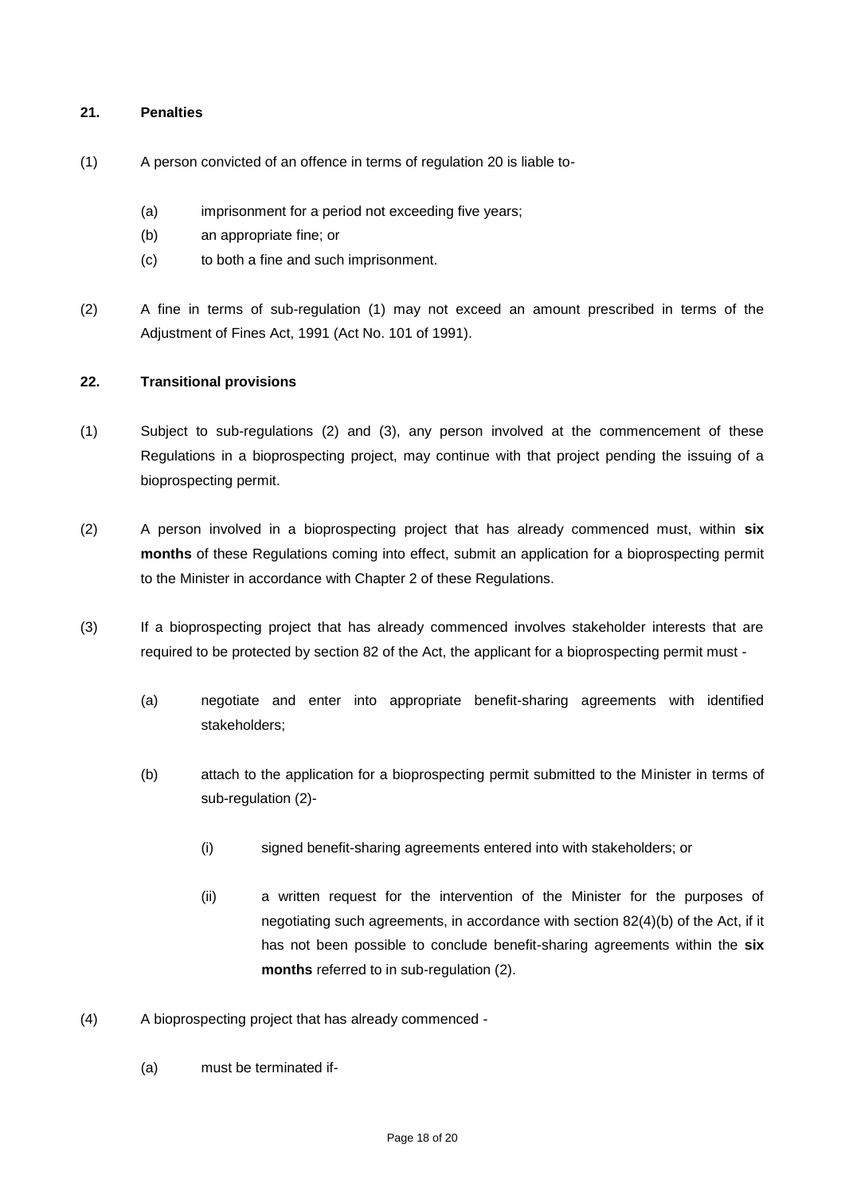**21. Penalties**

(1) A person convicted of an offence in terms of regulation 20 is liable to-

(a) imprisonment for a period not exceeding five years;

(b) an appropriate fine; or

(c) to both a fine and such imprisonment.

(2) A fine in terms of sub-regulation (1) may not exceed an amount prescribed in terms of the Adjustment of Fines Act, 1991 (Act No. 101 of 1991).

**22. Transitional provisions**

(1) Subject to sub-regulations (2) and (3), any person involved at the commencement of these Regulations in a bioprospecting project, may continue with that project pending the issuing of a bioprospecting permit.

(2) A person involved in a bioprospecting project that has already commenced must, within **six months** of these Regulations coming into effect, submit an application for a bioprospecting permit to the Minister in accordance with Chapter 2 of these Regulations.

(3) If a bioprospecting project that has already commenced involves stakeholder interests that are required to be protected by section 82 of the Act, the applicant for a bioprospecting permit must -

(a) negotiate and enter into appropriate benefit-sharing agreements with identified stakeholders;

(b) attach to the application for a bioprospecting permit submitted to the Minister in terms of sub-regulation (2)-

(i) signed benefit-sharing agreements entered into with stakeholders; or

(ii) a written request for the intervention of the Minister for the purposes of negotiating such agreements, in accordance with section 82(4)(b) of the Act, if it has not been possible to conclude benefit-sharing agreements within the **six months** referred to in sub-regulation (2).

(4) A bioprospecting project that has already commenced -

(a) must be terminated if-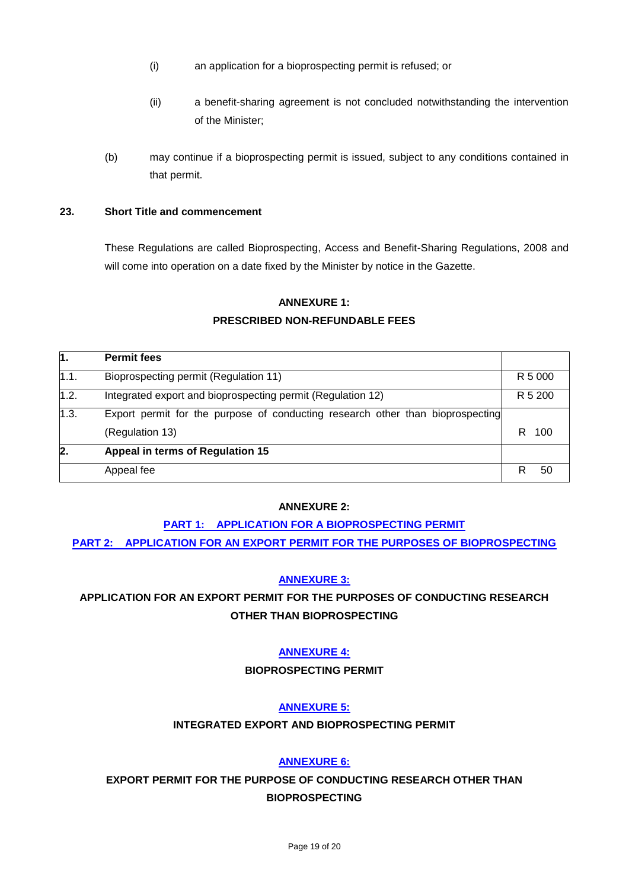(i) an application for a bioprospecting permit is refused; or

(ii) a benefit-sharing agreement is not concluded notwithstanding the intervention of the Minister;

(b) may continue if a bioprospecting permit is issued, subject to any conditions contained in that permit.

**23. Short Title and commencement**

These Regulations are called Bioprospecting, Access and Benefit-Sharing Regulations, 2008 and will come into operation on a date fixed by the Minister by notice in the Gazette.

**ANNEXURE 1:**

**PRESCRIBED NON-REFUNDABLE FEES**

| | | |
|---|---|---|
| **1.** | **Permit fees** | |
| 1.1. | Bioprospecting permit (Regulation 11) | R 5 000 |
| 1.2. | Integrated export and bioprospecting permit (Regulation 12) | R 5 200 |
| 1.3. | Export permit for the purpose of conducting research other than bioprospecting (Regulation 13) | R 100 |
| **2.** | **Appeal in terms of Regulation 15** | |
| | Appeal fee | R 50 |

**ANNEXURE 2:**

**PART 1: APPLICATION FOR A BIOPROSPECTING PERMIT**

**PART 2: APPLICATION FOR AN EXPORT PERMIT FOR THE PURPOSES OF BIOPROSPECTING**

**ANNEXURE 3:**

**APPLICATION FOR AN EXPORT PERMIT FOR THE PURPOSES OF CONDUCTING RESEARCH OTHER THAN BIOPROSPECTING**

**ANNEXURE 4:**

**BIOPROSPECTING PERMIT**

**ANNEXURE 5:**

**INTEGRATED EXPORT AND BIOPROSPECTING PERMIT**

**ANNEXURE 6:**

**EXPORT PERMIT FOR THE PURPOSE OF CONDUCTING RESEARCH OTHER THAN BIOPROSPECTING**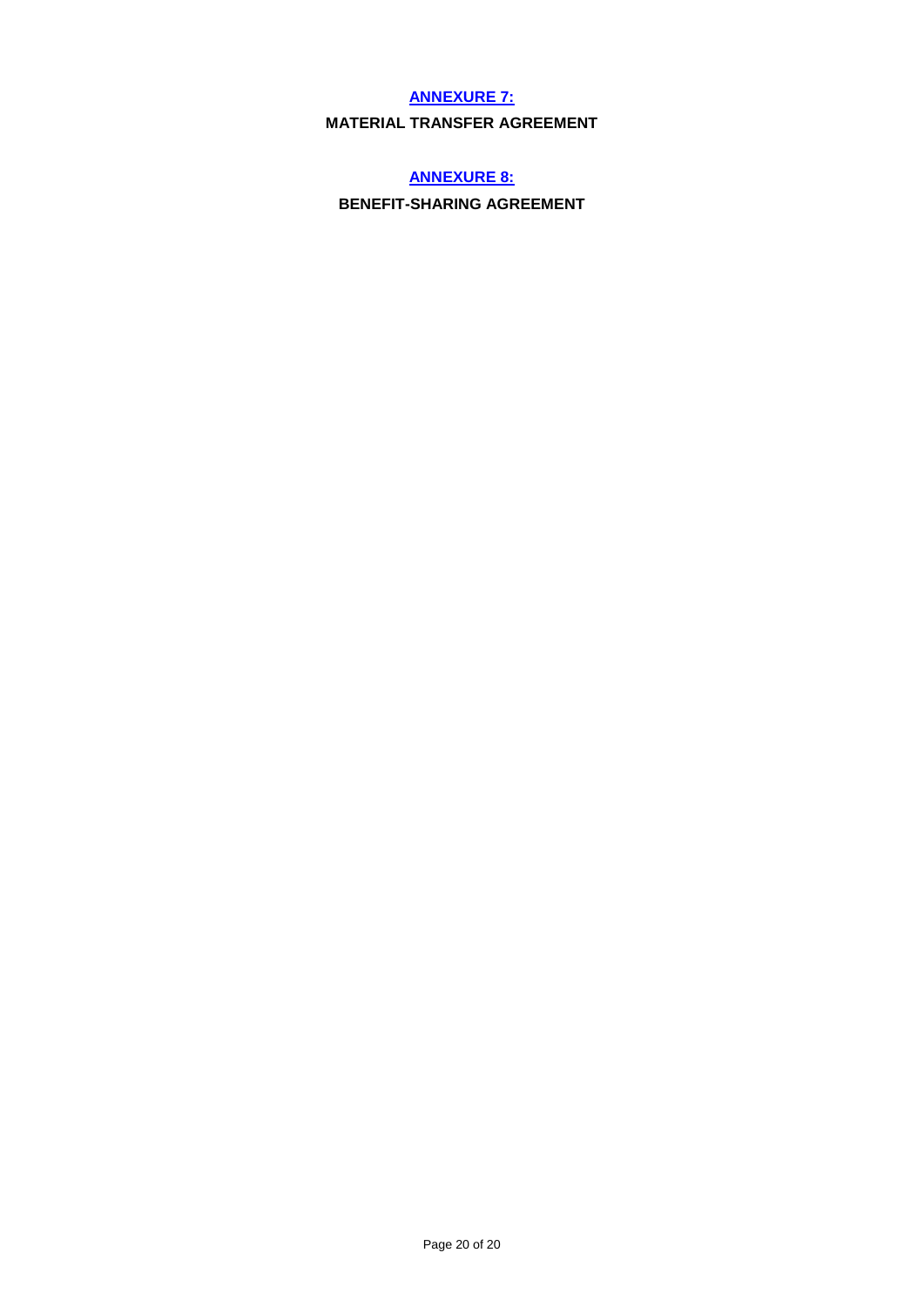**ANNEXURE 7:**

**MATERIAL TRANSFER AGREEMENT**

**ANNEXURE 8:**

**BENEFIT-SHARING AGREEMENT**